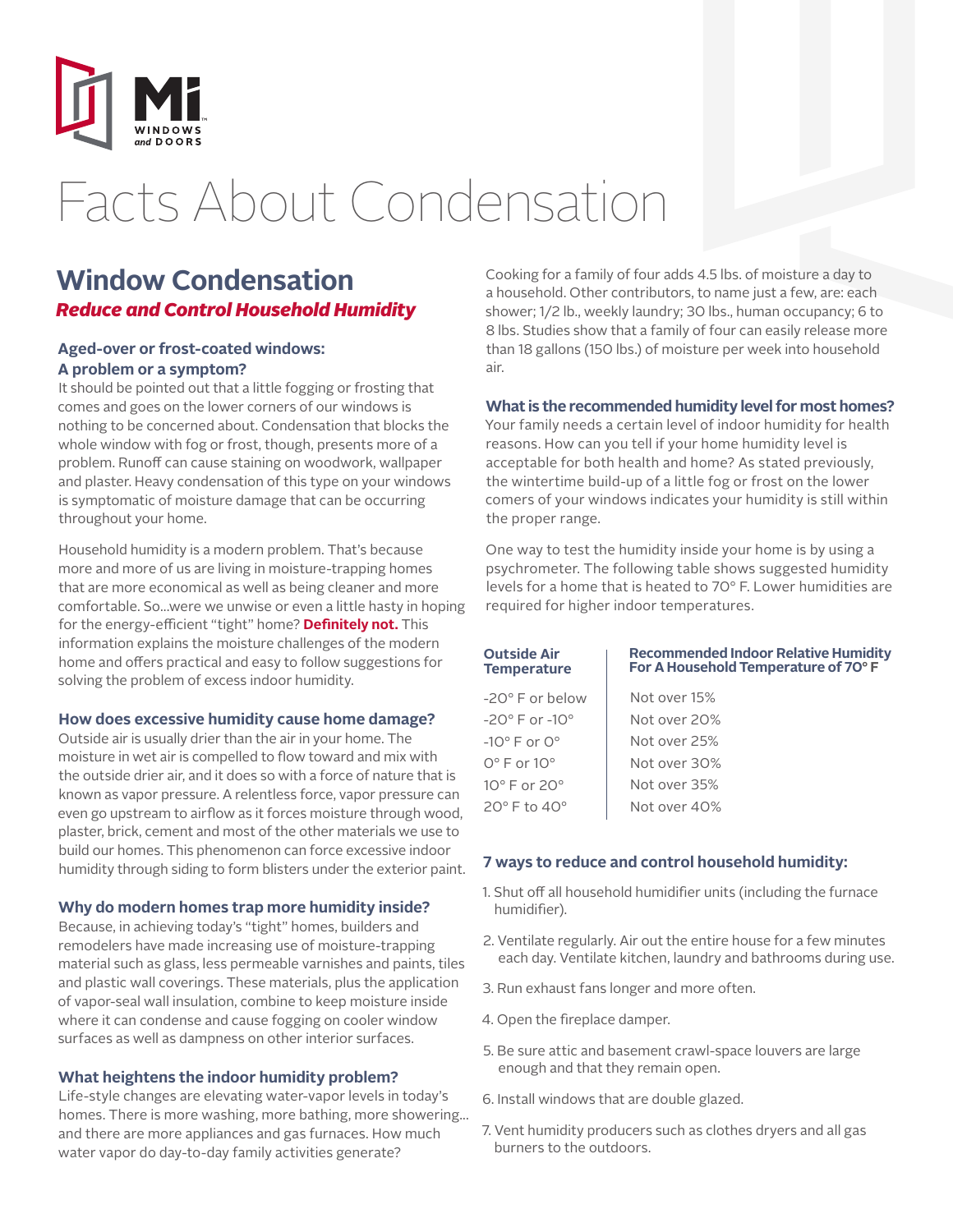# Facts About Condensation

## Window Condensation

***Reduce and Control Household Humidity***

### Aged-over or frost-coated windows: A problem or a symptom?

It should be pointed out that a little fogging or frosting that comes and goes on the lower corners of our windows is nothing to be concerned about. Condensation that blocks the whole window with fog or frost, though, presents more of a problem. Runoff can cause staining on woodwork, wallpaper and plaster. Heavy condensation of this type on your windows is symptomatic of moisture damage that can be occurring throughout your home.

Household humidity is a modern problem. That's because more and more of us are living in moisture-trapping homes that are more economical as well as being cleaner and more comfortable. So...were we unwise or even a little hasty in hoping for the energy-efficient "tight" home? **Definitely not.** This information explains the moisture challenges of the modern home and offers practical and easy to follow suggestions for solving the problem of excess indoor humidity.

### How does excessive humidity cause home damage?

Outside air is usually drier than the air in your home. The moisture in wet air is compelled to flow toward and mix with the outside drier air, and it does so with a force of nature that is known as vapor pressure. A relentless force, vapor pressure can even go upstream to airflow as it forces moisture through wood, plaster, brick, cement and most of the other materials we use to build our homes. This phenomenon can force excessive indoor humidity through siding to form blisters under the exterior paint.

### Why do modern homes trap more humidity inside?

Because, in achieving today's "tight" homes, builders and remodelers have made increasing use of moisture-trapping material such as glass, less permeable varnishes and paints, tiles and plastic wall coverings. These materials, plus the application of vapor-seal wall insulation, combine to keep moisture inside where it can condense and cause fogging on cooler window surfaces as well as dampness on other interior surfaces.

### What heightens the indoor humidity problem?

Life-style changes are elevating water-vapor levels in today's homes. There is more washing, more bathing, more showering... and there are more appliances and gas furnaces. How much water vapor do day-to-day family activities generate?

Cooking for a family of four adds 4.5 lbs. of moisture a day to a household. Other contributors, to name just a few, are: each shower; 1/2 lb., weekly laundry; 30 lbs., human occupancy; 6 to 8 lbs. Studies show that a family of four can easily release more than 18 gallons (150 lbs.) of moisture per week into household air.

### What is the recommended humidity level for most homes?

Your family needs a certain level of indoor humidity for health reasons. How can you tell if your home humidity level is acceptable for both health and home? As stated previously, the wintertime build-up of a little fog or frost on the lower comers of your windows indicates your humidity is still within the proper range.

One way to test the humidity inside your home is by using a psychrometer. The following table shows suggested humidity levels for a home that is heated to 70° F. Lower humidities are required for higher indoor temperatures.

| Outside Air Temperature | Recommended Indoor Relative Humidity For A Household Temperature of 70° F |
|---|---|
| -20° F or below | Not over 15% |
| -20° F or -10° | Not over 20% |
| -10° F or 0° | Not over 25% |
| 0° F or 10° | Not over 30% |
| 10° F or 20° | Not over 35% |
| 20° F to 40° | Not over 40% |

### 7 ways to reduce and control household humidity:

1. Shut off all household humidifier units (including the furnace humidifier).
2. Ventilate regularly. Air out the entire house for a few minutes each day. Ventilate kitchen, laundry and bathrooms during use.
3. Run exhaust fans longer and more often.
4. Open the fireplace damper.
5. Be sure attic and basement crawl-space louvers are large enough and that they remain open.
6. Install windows that are double glazed.
7. Vent humidity producers such as clothes dryers and all gas burners to the outdoors.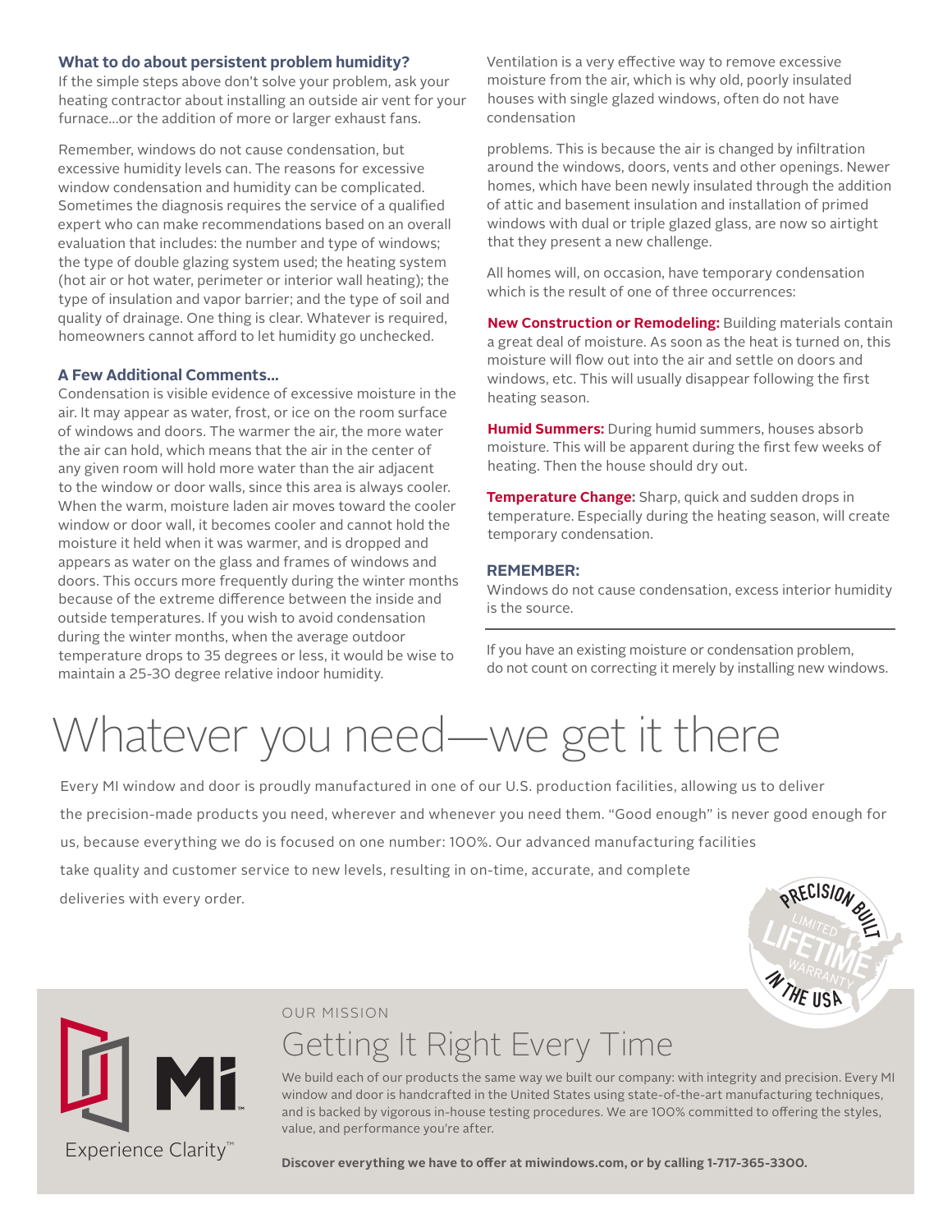### What to do about persistent problem humidity?

If the simple steps above don't solve your problem, ask your heating contractor about installing an outside air vent for your furnace...or the addition of more or larger exhaust fans.

Remember, windows do not cause condensation, but excessive humidity levels can. The reasons for excessive window condensation and humidity can be complicated. Sometimes the diagnosis requires the service of a qualified expert who can make recommendations based on an overall evaluation that includes: the number and type of windows; the type of double glazing system used; the heating system (hot air or hot water, perimeter or interior wall heating); the type of insulation and vapor barrier; and the type of soil and quality of drainage. One thing is clear. Whatever is required, homeowners cannot afford to let humidity go unchecked.

### A Few Additional Comments...

Condensation is visible evidence of excessive moisture in the air. It may appear as water, frost, or ice on the room surface of windows and doors. The warmer the air, the more water the air can hold, which means that the air in the center of any given room will hold more water than the air adjacent to the window or door walls, since this area is always cooler. When the warm, moisture laden air moves toward the cooler window or door wall, it becomes cooler and cannot hold the moisture it held when it was warmer, and is dropped and appears as water on the glass and frames of windows and doors. This occurs more frequently during the winter months because of the extreme difference between the inside and outside temperatures. If you wish to avoid condensation during the winter months, when the average outdoor temperature drops to 35 degrees or less, it would be wise to maintain a 25-30 degree relative indoor humidity.

Ventilation is a very effective way to remove excessive moisture from the air, which is why old, poorly insulated houses with single glazed windows, often do not have condensation

problems. This is because the air is changed by infiltration around the windows, doors, vents and other openings. Newer homes, which have been newly insulated through the addition of attic and basement insulation and installation of primed windows with dual or triple glazed glass, are now so airtight that they present a new challenge.

All homes will, on occasion, have temporary condensation which is the result of one of three occurrences:

**New Construction or Remodeling:** Building materials contain a great deal of moisture. As soon as the heat is turned on, this moisture will flow out into the air and settle on doors and windows, etc. This will usually disappear following the first heating season.

**Humid Summers:** During humid summers, houses absorb moisture. This will be apparent during the first few weeks of heating. Then the house should dry out.

**Temperature Change:** Sharp, quick and sudden drops in temperature. Especially during the heating season, will create temporary condensation.

**REMEMBER:**

Windows do not cause condensation, excess interior humidity is the source.

---

If you have an existing moisture or condensation problem, do not count on correcting it merely by installing new windows.

# Whatever you need—we get it there

Every MI window and door is proudly manufactured in one of our U.S. production facilities, allowing us to deliver the precision-made products you need, wherever and whenever you need them. "Good enough" is never good enough for us, because everything we do is focused on one number: 100%. Our advanced manufacturing facilities take quality and customer service to new levels, resulting in on-time, accurate, and complete deliveries with every order.

PRECISION BUILT IN THE USA
LIMITED LIFETIME WARRANTY

Mi
Experience Clarity™

OUR MISSION

## Getting It Right Every Time

We build each of our products the same way we built our company: with integrity and precision. Every MI window and door is handcrafted in the United States using state-of-the-art manufacturing techniques, and is backed by vigorous in-house testing procedures. We are 100% committed to offering the styles, value, and performance you're after.

**Discover everything we have to offer at miwindows.com, or by calling 1-717-365-3300.**